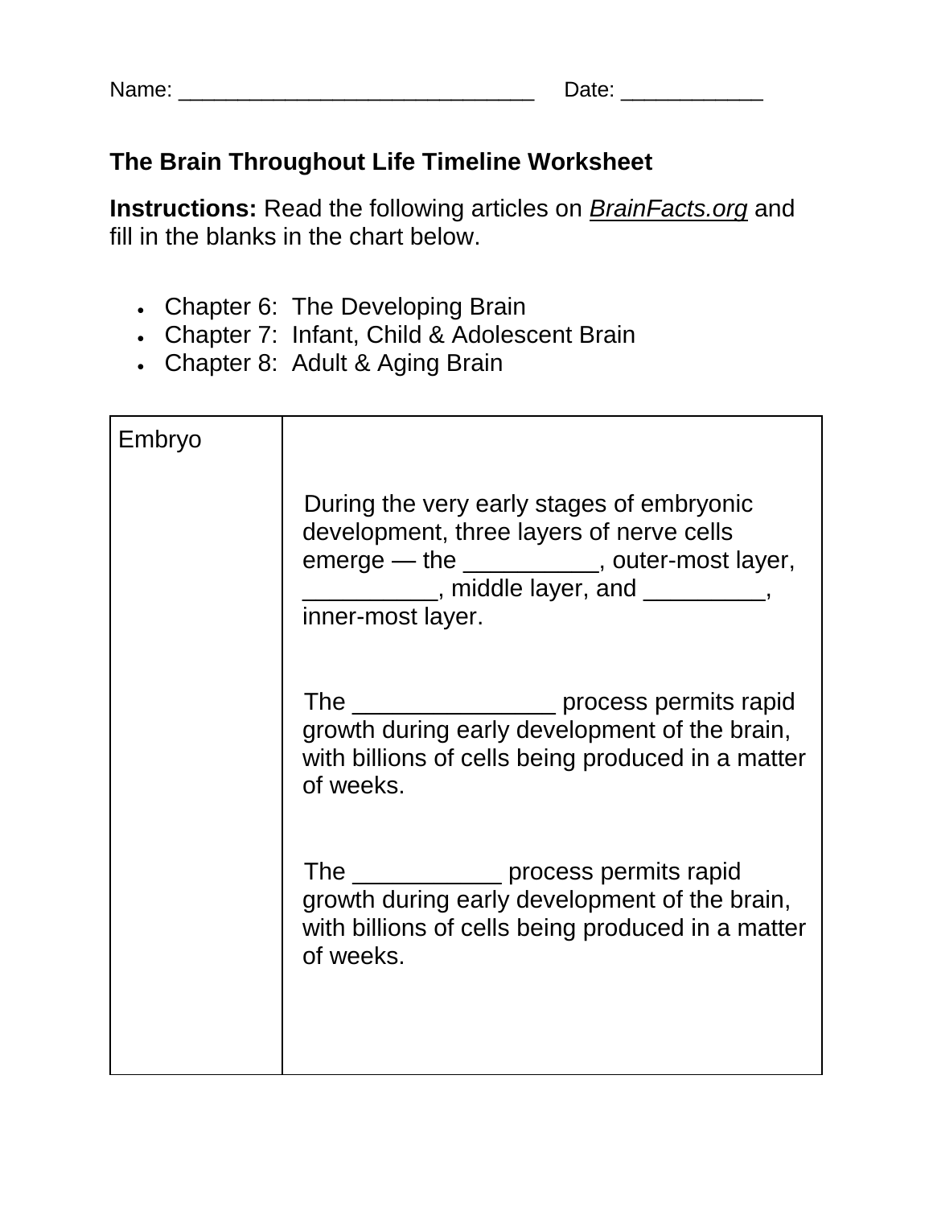Name: ______________________________ Date: ____________

**The Brain Throughout Life Timeline Worksheet**

**Instructions:** Read the following articles on *BrainFacts.org* and fill in the blanks in the chart below.

- Chapter 6: The Developing Brain
- Chapter 7: Infant, Child & Adolescent Brain
- Chapter 8: Adult & Aging Brain

| Embryo | During the very early stages of embryonic development, three layers of nerve cells emerge — the __________, outer-most layer, __________, middle layer, and _________, inner-most layer.<br><br>The _______________ process permits rapid growth during early development of the brain, with billions of cells being produced in a matter of weeks.<br><br>The ___________ process permits rapid growth during early development of the brain, with billions of cells being produced in a matter of weeks. |
|---|---|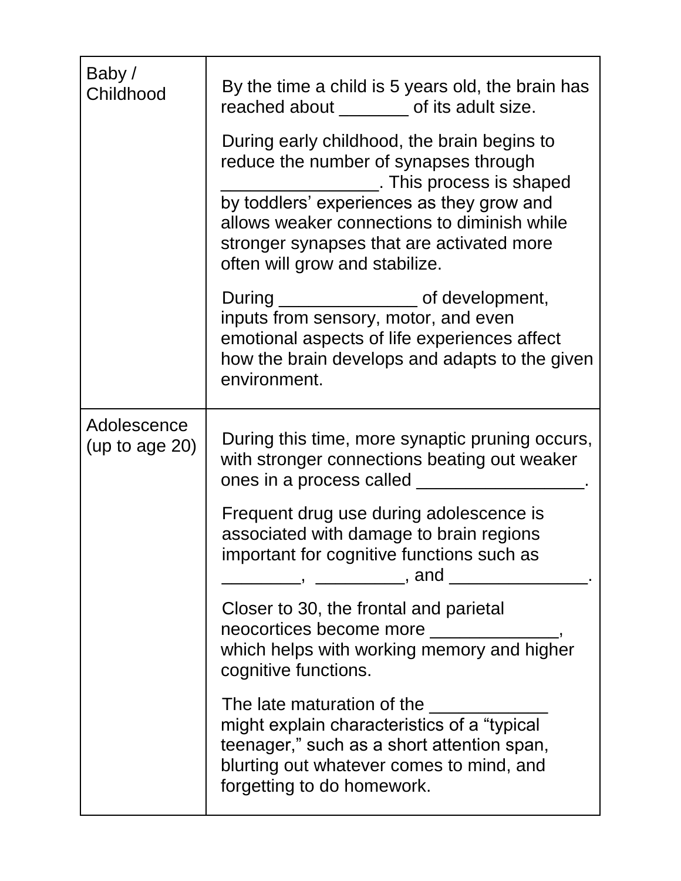| | |
|---|---|
| Baby / Childhood | By the time a child is 5 years old, the brain has reached about _______ of its adult size.<br><br>During early childhood, the brain begins to reduce the number of synapses through ________________. This process is shaped by toddlers' experiences as they grow and allows weaker connections to diminish while stronger synapses that are activated more often will grow and stabilize.<br><br>During ______________ of development, inputs from sensory, motor, and even emotional aspects of life experiences affect how the brain develops and adapts to the given environment. |
| Adolescence (up to age 20) | During this time, more synaptic pruning occurs, with stronger connections beating out weaker ones in a process called _________________.<br><br>Frequent drug use during adolescence is associated with damage to brain regions important for cognitive functions such as ________, _________, and ______________.<br><br>Closer to 30, the frontal and parietal neocortices become more _____________, which helps with working memory and higher cognitive functions.<br><br>The late maturation of the ____________ might explain characteristics of a "typical teenager," such as a short attention span, blurting out whatever comes to mind, and forgetting to do homework. |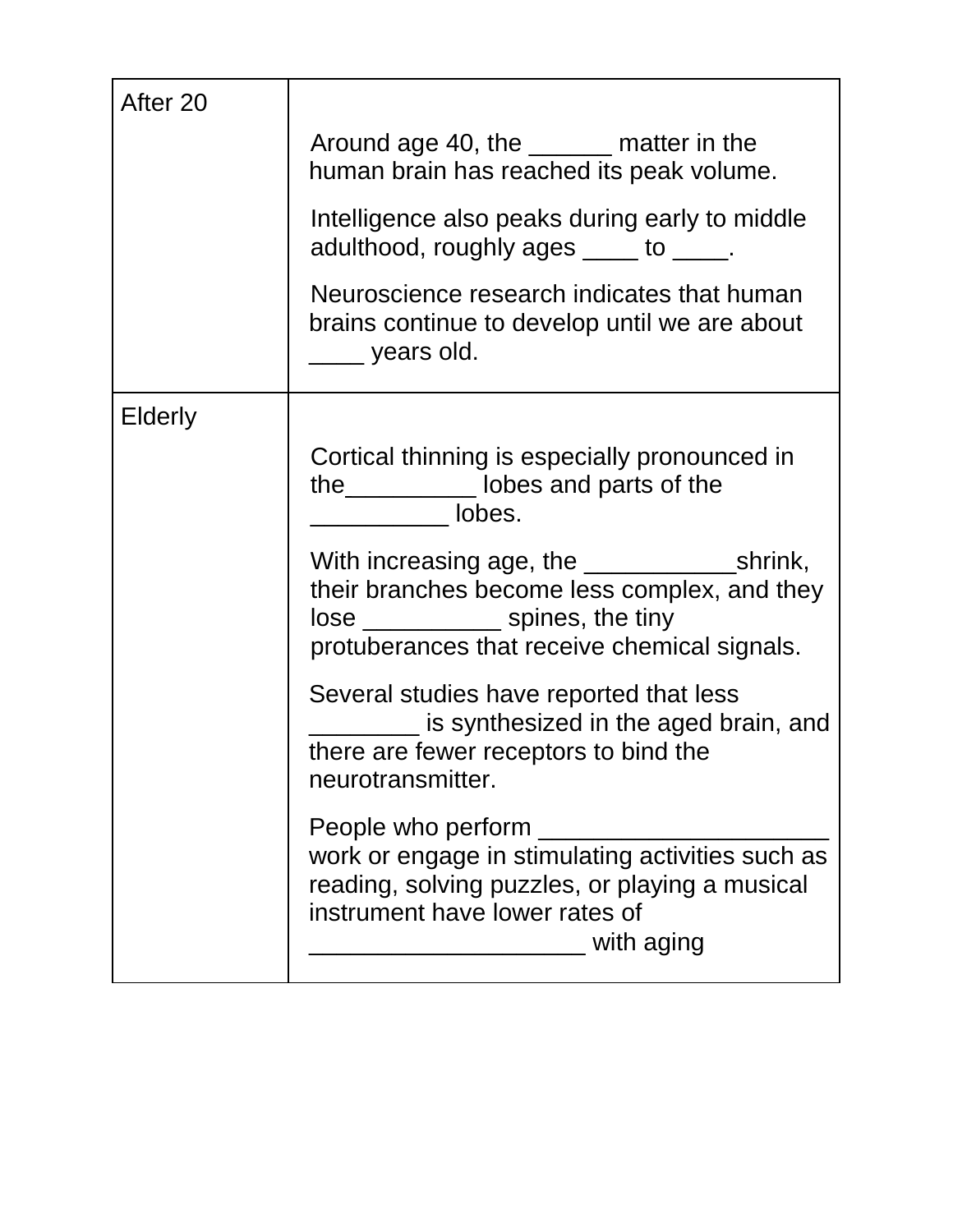| | |
|---|---|
| After 20 | Around age 40, the ______ matter in the human brain has reached its peak volume.<br><br>Intelligence also peaks during early to middle adulthood, roughly ages ____ to ____.<br><br>Neuroscience research indicates that human brains continue to develop until we are about ____ years old. |
| Elderly | Cortical thinning is especially pronounced in the__________ lobes and parts of the __________ lobes.<br><br>With increasing age, the ___________shrink, their branches become less complex, and they lose __________ spines, the tiny protuberances that receive chemical signals.<br><br>Several studies have reported that less ________ is synthesized in the aged brain, and there are fewer receptors to bind the neurotransmitter.<br><br>People who perform ____________________ work or engage in stimulating activities such as reading, solving puzzles, or playing a musical instrument have lower rates of ____________________ with aging |